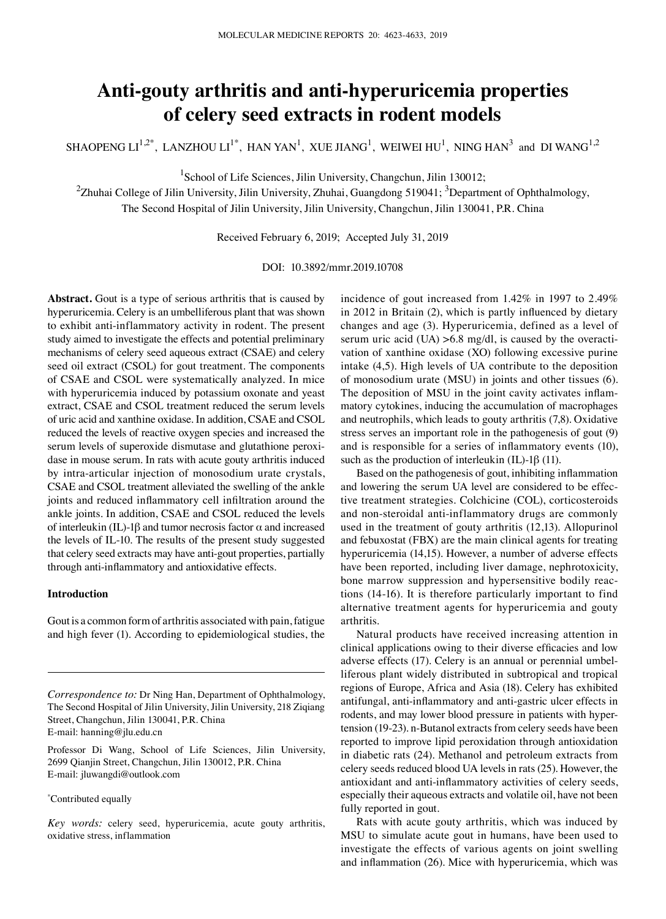# Anti-gouty arthritis and anti-hyperuricemia properties of celery seed extracts in rodent models

SHAOPENG LI[1,2*], LANZHOU LI[1*], HAN YAN[1], XUE JIANG[1], WEIWEI HU[1], NING HAN[3] and DI WANG[1,2]

[1]School of Life Sciences, Jilin University, Changchun, Jilin 130012;

[2]Zhuhai College of Jilin University, Jilin University, Zhuhai, Guangdong 519041; [3]Department of Ophthalmology, The Second Hospital of Jilin University, Jilin University, Changchun, Jilin 130041, P.R. China

Received February 6, 2019; Accepted July 31, 2019

DOI: 10.3892/mmr.2019.10708

**Abstract.** Gout is a type of serious arthritis that is caused by hyperuricemia. Celery is an umbelliferous plant that was shown to exhibit anti-inflammatory activity in rodent. The present study aimed to investigate the effects and potential preliminary mechanisms of celery seed aqueous extract (CSAE) and celery seed oil extract (CSOL) for gout treatment. The components of CSAE and CSOL were systematically analyzed. In mice with hyperuricemia induced by potassium oxonate and yeast extract, CSAE and CSOL treatment reduced the serum levels of uric acid and xanthine oxidase. In addition, CSAE and CSOL reduced the levels of reactive oxygen species and increased the serum levels of superoxide dismutase and glutathione peroxidase in mouse serum. In rats with acute gouty arthritis induced by intra-articular injection of monosodium urate crystals, CSAE and CSOL treatment alleviated the swelling of the ankle joints and reduced inflammatory cell infiltration around the ankle joints. In addition, CSAE and CSOL reduced the levels of interleukin (IL)-1β and tumor necrosis factor α and increased the levels of IL-10. The results of the present study suggested that celery seed extracts may have anti-gout properties, partially through anti-inflammatory and antioxidative effects.

## Introduction

Gout is a common form of arthritis associated with pain, fatigue and high fever (1). According to epidemiological studies, the incidence of gout increased from 1.42% in 1997 to 2.49% in 2012 in Britain (2), which is partly influenced by dietary changes and age (3). Hyperuricemia, defined as a level of serum uric acid (UA) >6.8 mg/dl, is caused by the overactivation of xanthine oxidase (XO) following excessive purine intake (4,5). High levels of UA contribute to the deposition of monosodium urate (MSU) in joints and other tissues (6). The deposition of MSU in the joint cavity activates inflammatory cytokines, inducing the accumulation of macrophages and neutrophils, which leads to gouty arthritis (7,8). Oxidative stress serves an important role in the pathogenesis of gout (9) and is responsible for a series of inflammatory events (10), such as the production of interleukin (IL)-1β (11).

Based on the pathogenesis of gout, inhibiting inflammation and lowering the serum UA level are considered to be effective treatment strategies. Colchicine (COL), corticosteroids and non-steroidal anti-inflammatory drugs are commonly used in the treatment of gouty arthritis (12,13). Allopurinol and febuxostat (FBX) are the main clinical agents for treating hyperuricemia (14,15). However, a number of adverse effects have been reported, including liver damage, nephrotoxicity, bone marrow suppression and hypersensitive bodily reactions (14-16). It is therefore particularly important to find alternative treatment agents for hyperuricemia and gouty arthritis.

Natural products have received increasing attention in clinical applications owing to their diverse efficacies and low adverse effects (17). Celery is an annual or perennial umbelliferous plant widely distributed in subtropical and tropical regions of Europe, Africa and Asia (18). Celery has exhibited antifungal, anti-inflammatory and anti-gastric ulcer effects in rodents, and may lower blood pressure in patients with hypertension (19-23). n-Butanol extracts from celery seeds have been reported to improve lipid peroxidation through antioxidation in diabetic rats (24). Methanol and petroleum extracts from celery seeds reduced blood UA levels in rats (25). However, the antioxidant and anti-inflammatory activities of celery seeds, especially their aqueous extracts and volatile oil, have not been fully reported in gout.

Rats with acute gouty arthritis, which was induced by MSU to simulate acute gout in humans, have been used to investigate the effects of various agents on joint swelling and inflammation (26). Mice with hyperuricemia, which was

---

*Correspondence to:* Dr Ning Han, Department of Ophthalmology, The Second Hospital of Jilin University, Jilin University, 218 Ziqiang Street, Changchun, Jilin 130041, P.R. China
E-mail: hanning@jlu.edu.cn

Professor Di Wang, School of Life Sciences, Jilin University, 2699 Qianjin Street, Changchun, Jilin 130012, P.R. China
E-mail: jluwangdi@outlook.com

*Contributed equally

*Key words:* celery seed, hyperuricemia, acute gouty arthritis, oxidative stress, inflammation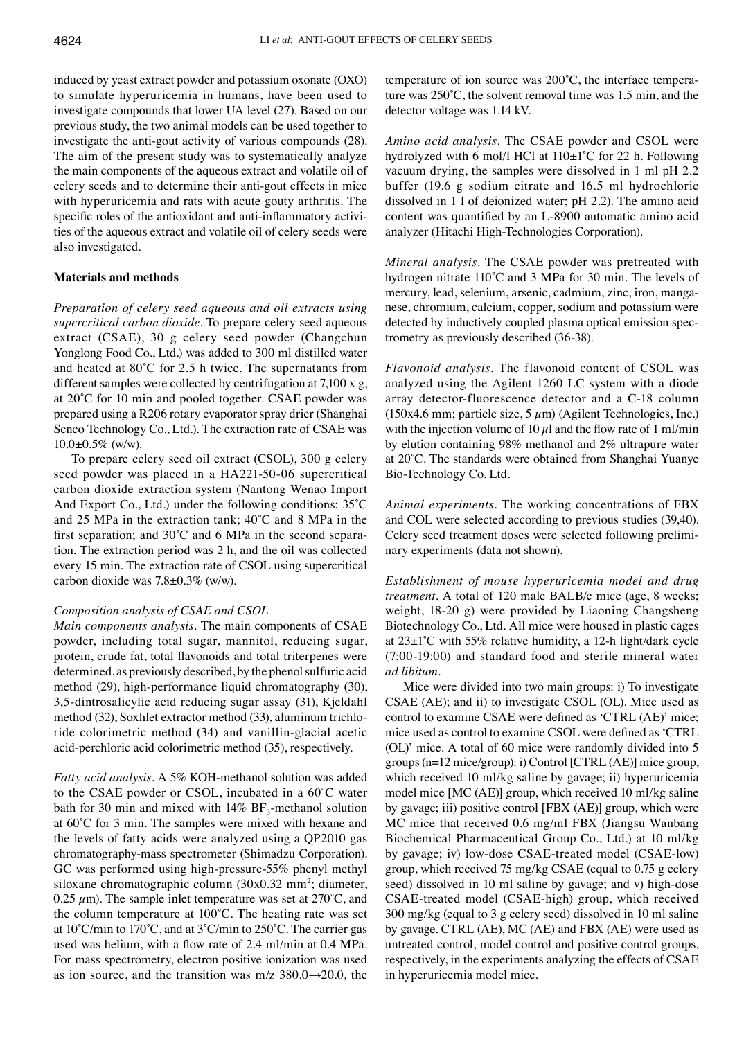induced by yeast extract powder and potassium oxonate (OXO) to simulate hyperuricemia in humans, have been used to investigate compounds that lower UA level (27). Based on our previous study, the two animal models can be used together to investigate the anti-gout activity of various compounds (28). The aim of the present study was to systematically analyze the main components of the aqueous extract and volatile oil of celery seeds and to determine their anti-gout effects in mice with hyperuricemia and rats with acute gouty arthritis. The specific roles of the antioxidant and anti-inflammatory activities of the aqueous extract and volatile oil of celery seeds were also investigated.

## Materials and methods

*Preparation of celery seed aqueous and oil extracts using supercritical carbon dioxide.* To prepare celery seed aqueous extract (CSAE), 30 g celery seed powder (Changchun Yonglong Food Co., Ltd.) was added to 300 ml distilled water and heated at 80˚C for 2.5 h twice. The supernatants from different samples were collected by centrifugation at 7,100 x g, at 20˚C for 10 min and pooled together. CSAE powder was prepared using a R206 rotary evaporator spray drier (Shanghai Senco Technology Co., Ltd.). The extraction rate of CSAE was 10.0±0.5% (w/w).

To prepare celery seed oil extract (CSOL), 300 g celery seed powder was placed in a HA221-50-06 supercritical carbon dioxide extraction system (Nantong Wenao Import And Export Co., Ltd.) under the following conditions: 35˚C and 25 MPa in the extraction tank; 40˚C and 8 MPa in the first separation; and 30˚C and 6 MPa in the second separation. The extraction period was 2 h, and the oil was collected every 15 min. The extraction rate of CSOL using supercritical carbon dioxide was 7.8±0.3% (w/w).

*Composition analysis of CSAE and CSOL*

*Main components analysis.* The main components of CSAE powder, including total sugar, mannitol, reducing sugar, protein, crude fat, total flavonoids and total triterpenes were determined, as previously described, by the phenol sulfuric acid method (29), high-performance liquid chromatography (30), 3,5-dintrosalicylic acid reducing sugar assay (31), Kjeldahl method (32), Soxhlet extractor method (33), aluminum trichloride colorimetric method (34) and vanillin-glacial acetic acid-perchloric acid colorimetric method (35), respectively.

*Fatty acid analysis.* A 5% KOH-methanol solution was added to the CSAE powder or CSOL, incubated in a 60˚C water bath for 30 min and mixed with 14% $BF_3$-methanol solution at 60˚C for 3 min. The samples were mixed with hexane and the levels of fatty acids were analyzed using a QP2010 gas chromatography-mass spectrometer (Shimadzu Corporation). GC was performed using high-pressure-55% phenyl methyl siloxane chromatographic column (30x0.32 mm$^2$; diameter, 0.25 $\mu$m). The sample inlet temperature was set at 270˚C, and the column temperature at 100˚C. The heating rate was set at 10˚C/min to 170˚C, and at 3˚C/min to 250˚C. The carrier gas used was helium, with a flow rate of 2.4 ml/min at 0.4 MPa. For mass spectrometry, electron positive ionization was used as ion source, and the transition was m/z 380.0→20.0, the temperature of ion source was 200˚C, the interface temperature was 250˚C, the solvent removal time was 1.5 min, and the detector voltage was 1.14 kV.

*Amino acid analysis.* The CSAE powder and CSOL were hydrolyzed with 6 mol/l HCl at 110±1˚C for 22 h. Following vacuum drying, the samples were dissolved in 1 ml pH 2.2 buffer (19.6 g sodium citrate and 16.5 ml hydrochloric dissolved in 1 l of deionized water; pH 2.2). The amino acid content was quantified by an L-8900 automatic amino acid analyzer (Hitachi High-Technologies Corporation).

*Mineral analysis.* The CSAE powder was pretreated with hydrogen nitrate 110˚C and 3 MPa for 30 min. The levels of mercury, lead, selenium, arsenic, cadmium, zinc, iron, manganese, chromium, calcium, copper, sodium and potassium were detected by inductively coupled plasma optical emission spectrometry as previously described (36-38).

*Flavonoid analysis.* The flavonoid content of CSOL was analyzed using the Agilent 1260 LC system with a diode array detector-fluorescence detector and a C-18 column (150x4.6 mm; particle size, 5 $\mu$m) (Agilent Technologies, Inc.) with the injection volume of 10 $\mu$l and the flow rate of 1 ml/min by elution containing 98% methanol and 2% ultrapure water at 20˚C. The standards were obtained from Shanghai Yuanye Bio-Technology Co. Ltd.

*Animal experiments.* The working concentrations of FBX and COL were selected according to previous studies (39,40). Celery seed treatment doses were selected following preliminary experiments (data not shown).

*Establishment of mouse hyperuricemia model and drug treatment.* A total of 120 male BALB/c mice (age, 8 weeks; weight, 18-20 g) were provided by Liaoning Changsheng Biotechnology Co., Ltd. All mice were housed in plastic cages at 23±1˚C with 55% relative humidity, a 12-h light/dark cycle (7:00-19:00) and standard food and sterile mineral water *ad libitum*.

Mice were divided into two main groups: i) To investigate CSAE (AE); and ii) to investigate CSOL (OL). Mice used as control to examine CSAE were defined as 'CTRL (AE)' mice; mice used as control to examine CSOL were defined as 'CTRL (OL)' mice. A total of 60 mice were randomly divided into 5 groups (n=12 mice/group): i) Control [CTRL (AE)] mice group, which received 10 ml/kg saline by gavage; ii) hyperuricemia model mice [MC (AE)] group, which received 10 ml/kg saline by gavage; iii) positive control [FBX (AE)] group, which were MC mice that received 0.6 mg/ml FBX (Jiangsu Wanbang Biochemical Pharmaceutical Group Co., Ltd.) at 10 ml/kg by gavage; iv) low-dose CSAE-treated model (CSAE-low) group, which received 75 mg/kg CSAE (equal to 0.75 g celery seed) dissolved in 10 ml saline by gavage; and v) high-dose CSAE-treated model (CSAE-high) group, which received 300 mg/kg (equal to 3 g celery seed) dissolved in 10 ml saline by gavage. CTRL (AE), MC (AE) and FBX (AE) were used as untreated control, model control and positive control groups, respectively, in the experiments analyzing the effects of CSAE in hyperuricemia model mice.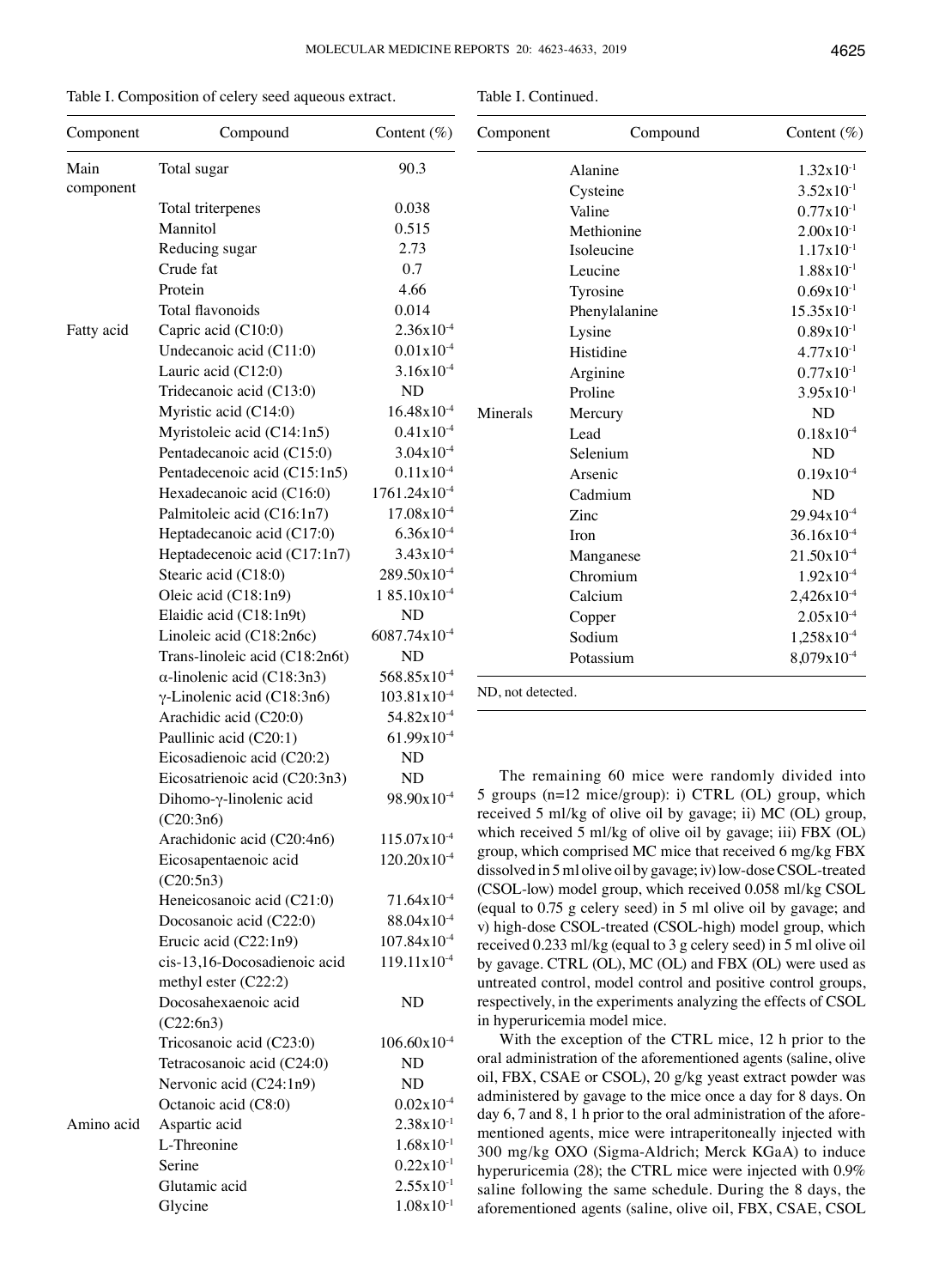Table I. Composition of celery seed aqueous extract.

| Component | Compound | Content (%) |
|---|---|---|
| Main component | Total sugar | 90.3 |
| | Total triterpenes | 0.038 |
| | Mannitol | 0.515 |
| | Reducing sugar | 2.73 |
| | Crude fat | 0.7 |
| | Protein | 4.66 |
| | Total flavonoids | 0.014 |
| Fatty acid | Capric acid (C10:0) | $2.36 \times 10^{-4}$ |
| | Undecanoic acid (C11:0) | $0.01 \times 10^{-4}$ |
| | Lauric acid (C12:0) | $3.16 \times 10^{-4}$ |
| | Tridecanoic acid (C13:0) | ND |
| | Myristic acid (C14:0) | $16.48 \times 10^{-4}$ |
| | Myristoleic acid (C14:1n5) | $0.41 \times 10^{-4}$ |
| | Pentadecanoic acid (C15:0) | $3.04 \times 10^{-4}$ |
| | Pentadecenoic acid (C15:1n5) | $0.11 \times 10^{-4}$ |
| | Hexadecanoic acid (C16:0) | $1761.24 \times 10^{-4}$ |
| | Palmitoleic acid (C16:1n7) | $17.08 \times 10^{-4}$ |
| | Heptadecanoic acid (C17:0) | $6.36 \times 10^{-4}$ |
| | Heptadecenoic acid (C17:1n7) | $3.43 \times 10^{-4}$ |
| | Stearic acid (C18:0) | $289.50 \times 10^{-4}$ |
| | Oleic acid (C18:1n9) | $1\,85.10 \times 10^{-4}$ |
| | Elaidic acid (C18:1n9t) | ND |
| | Linoleic acid (C18:2n6c) | $6087.74 \times 10^{-4}$ |
| | Trans-linoleic acid (C18:2n6t) | ND |
| | α-linolenic acid (C18:3n3) | $568.85 \times 10^{-4}$ |
| | γ-Linolenic acid (C18:3n6) | $103.81 \times 10^{-4}$ |
| | Arachidic acid (C20:0) | $54.82 \times 10^{-4}$ |
| | Paullinic acid (C20:1) | $61.99 \times 10^{-4}$ |
| | Eicosadienoic acid (C20:2) | ND |
| | Eicosatrienoic acid (C20:3n3) | ND |
| | Dihomo-γ-linolenic acid (C20:3n6) | $98.90 \times 10^{-4}$ |
| | Arachidonic acid (C20:4n6) | $115.07 \times 10^{-4}$ |
| | Eicosapentaenoic acid (C20:5n3) | $120.20 \times 10^{-4}$ |
| | Heneicosanoic acid (C21:0) | $71.64 \times 10^{-4}$ |
| | Docosanoic acid (C22:0) | $88.04 \times 10^{-4}$ |
| | Erucic acid (C22:1n9) | $107.84 \times 10^{-4}$ |
| | cis-13,16-Docosadienoic acid methyl ester (C22:2) | $119.11 \times 10^{-4}$ |
| | Docosahexaenoic acid (C22:6n3) | ND |
| | Tricosanoic acid (C23:0) | $106.60 \times 10^{-4}$ |
| | Tetracosanoic acid (C24:0) | ND |
| | Nervonic acid (C24:1n9) | ND |
| | Octanoic acid (C8:0) | $0.02 \times 10^{-4}$ |
| Amino acid | Aspartic acid | $2.38 \times 10^{-1}$ |
| | L-Threonine | $1.68 \times 10^{-1}$ |
| | Serine | $0.22 \times 10^{-1}$ |
| | Glutamic acid | $2.55 \times 10^{-1}$ |
| | Glycine | $1.08 \times 10^{-1}$ |
| | Alanine | $1.32 \times 10^{-1}$ |
| | Cysteine | $3.52 \times 10^{-1}$ |
| | Valine | $0.77 \times 10^{-1}$ |
| | Methionine | $2.00 \times 10^{-1}$ |
| | Isoleucine | $1.17 \times 10^{-1}$ |
| | Leucine | $1.88 \times 10^{-1}$ |
| | Tyrosine | $0.69 \times 10^{-1}$ |
| | Phenylalanine | $15.35 \times 10^{-1}$ |
| | Lysine | $0.89 \times 10^{-1}$ |
| | Histidine | $4.77 \times 10^{-1}$ |
| | Arginine | $0.77 \times 10^{-1}$ |
| | Proline | $3.95 \times 10^{-1}$ |
| Minerals | Mercury | ND |
| | Lead | $0.18 \times 10^{-4}$ |
| | Selenium | ND |
| | Arsenic | $0.19 \times 10^{-4}$ |
| | Cadmium | ND |
| | Zinc | $29.94 \times 10^{-4}$ |
| | Iron | $36.16 \times 10^{-4}$ |
| | Manganese | $21.50 \times 10^{-4}$ |
| | Chromium | $1.92 \times 10^{-4}$ |
| | Calcium | $2{,}426 \times 10^{-4}$ |
| | Copper | $2.05 \times 10^{-4}$ |
| | Sodium | $1{,}258 \times 10^{-4}$ |
| | Potassium | $8{,}079 \times 10^{-4}$ |

ND, not detected.

The remaining 60 mice were randomly divided into 5 groups (n=12 mice/group): i) CTRL (OL) group, which received 5 ml/kg of olive oil by gavage; ii) MC (OL) group, which received 5 ml/kg of olive oil by gavage; iii) FBX (OL) group, which comprised MC mice that received 6 mg/kg FBX dissolved in 5 ml olive oil by gavage; iv) low-dose CSOL-treated (CSOL-low) model group, which received 0.058 ml/kg CSOL (equal to 0.75 g celery seed) in 5 ml olive oil by gavage; and v) high-dose CSOL-treated (CSOL-high) model group, which received 0.233 ml/kg (equal to 3 g celery seed) in 5 ml olive oil by gavage. CTRL (OL), MC (OL) and FBX (OL) were used as untreated control, model control and positive control groups, respectively, in the experiments analyzing the effects of CSOL in hyperuricemia model mice.

With the exception of the CTRL mice, 12 h prior to the oral administration of the aforementioned agents (saline, olive oil, FBX, CSAE or CSOL), 20 g/kg yeast extract powder was administered by gavage to the mice once a day for 8 days. On day 6, 7 and 8, 1 h prior to the oral administration of the aforementioned agents, mice were intraperitoneally injected with 300 mg/kg OXO (Sigma-Aldrich; Merck KGaA) to induce hyperuricemia (28); the CTRL mice were injected with 0.9% saline following the same schedule. During the 8 days, the aforementioned agents (saline, olive oil, FBX, CSAE, CSOL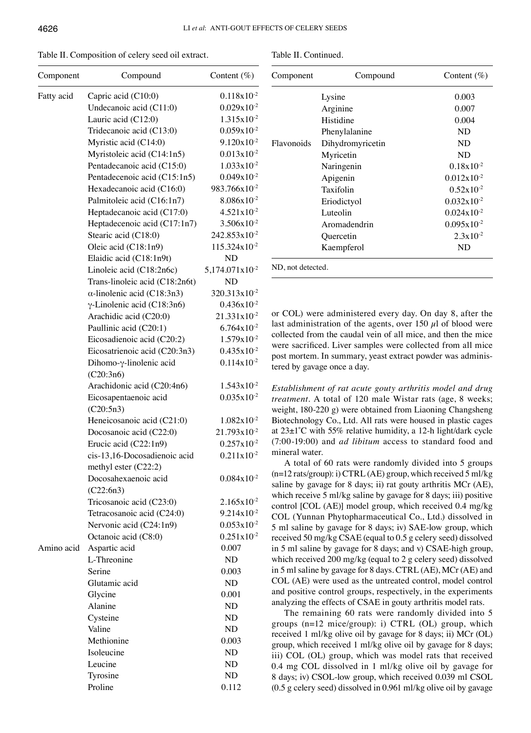Table II. Composition of celery seed oil extract.

| Component | Compound | Content (%) |
|---|---|---|
| Fatty acid | Capric acid (C10:0) | $0.118 \times 10^{-2}$ |
| | Undecanoic acid (C11:0) | $0.029 \times 10^{-2}$ |
| | Lauric acid (C12:0) | $1.315 \times 10^{-2}$ |
| | Tridecanoic acid (C13:0) | $0.059 \times 10^{-2}$ |
| | Myristic acid (C14:0) | $9.120 \times 10^{-2}$ |
| | Myristoleic acid (C14:1n5) | $0.013 \times 10^{-2}$ |
| | Pentadecanoic acid (C15:0) | $1.033 \times 10^{-2}$ |
| | Pentadecenoic acid (C15:1n5) | $0.049 \times 10^{-2}$ |
| | Hexadecanoic acid (C16:0) | $983.766 \times 10^{-2}$ |
| | Palmitoleic acid (C16:1n7) | $8.086 \times 10^{-2}$ |
| | Heptadecanoic acid (C17:0) | $4.521 \times 10^{-2}$ |
| | Heptadecenoic acid (C17:1n7) | $3.506 \times 10^{-2}$ |
| | Stearic acid (C18:0) | $242.853 \times 10^{-2}$ |
| | Oleic acid (C18:1n9) | $115.324 \times 10^{-2}$ |
| | Elaidic acid (C18:1n9t) | ND |
| | Linoleic acid (C18:2n6c) | $5{,}174.071 \times 10^{-2}$ |
| | Trans-linoleic acid (C18:2n6t) | ND |
| | α-linolenic acid (C18:3n3) | $320.313 \times 10^{-2}$ |
| | γ-Linolenic acid (C18:3n6) | $0.436 \times 10^{-2}$ |
| | Arachidic acid (C20:0) | $21.331 \times 10^{-2}$ |
| | Paullinic acid (C20:1) | $6.764 \times 10^{-2}$ |
| | Eicosadienoic acid (C20:2) | $1.579 \times 10^{-2}$ |
| | Eicosatrienoic acid (C20:3n3) | $0.435 \times 10^{-2}$ |
| | Dihomo-γ-linolenic acid (C20:3n6) | $0.114 \times 10^{-2}$ |
| | Arachidonic acid (C20:4n6) | $1.543 \times 10^{-2}$ |
| | Eicosapentaenoic acid (C20:5n3) | $0.035 \times 10^{-2}$ |
| | Heneicosanoic acid (C21:0) | $1.082 \times 10^{-2}$ |
| | Docosanoic acid (C22:0) | $21.793 \times 10^{-2}$ |
| | Erucic acid (C22:1n9) | $0.257 \times 10^{-2}$ |
| | cis-13,16-Docosadienoic acid methyl ester (C22:2) | $0.211 \times 10^{-2}$ |
| | Docosahexaenoic acid (C22:6n3) | $0.084 \times 10^{-2}$ |
| | Tricosanoic acid (C23:0) | $2.165 \times 10^{-2}$ |
| | Tetracosanoic acid (C24:0) | $9.214 \times 10^{-2}$ |
| | Nervonic acid (C24:1n9) | $0.053 \times 10^{-2}$ |
| | Octanoic acid (C8:0) | $0.251 \times 10^{-2}$ |
| Amino acid | Aspartic acid | 0.007 |
| | L-Threonine | ND |
| | Serine | 0.003 |
| | Glutamic acid | ND |
| | Glycine | 0.001 |
| | Alanine | ND |
| | Cysteine | ND |
| | Valine | ND |
| | Methionine | 0.003 |
| | Isoleucine | ND |
| | Leucine | ND |
| | Tyrosine | ND |
| | Proline | 0.112 |
| | Lysine | 0.003 |
| | Arginine | 0.007 |
| | Histidine | 0.004 |
| | Phenylalanine | ND |
| Flavonoids | Dihydromyricetin | ND |
| | Myricetin | ND |
| | Naringenin | $0.18 \times 10^{-2}$ |
| | Apigenin | $0.012 \times 10^{-2}$ |
| | Taxifolin | $0.52 \times 10^{-2}$ |
| | Eriodictyol | $0.032 \times 10^{-2}$ |
| | Luteolin | $0.024 \times 10^{-2}$ |
| | Aromadendrin | $0.095 \times 10^{-2}$ |
| | Quercetin | $2.3 \times 10^{-2}$ |
| | Kaempferol | ND |

ND, not detected.

or COL) were administered every day. On day 8, after the last administration of the agents, over 150 µl of blood were collected from the caudal vein of all mice, and then the mice were sacrificed. Liver samples were collected from all mice post mortem. In summary, yeast extract powder was administered by gavage once a day.

*Establishment of rat acute gouty arthritis model and drug treatment*. A total of 120 male Wistar rats (age, 8 weeks; weight, 180-220 g) were obtained from Liaoning Changsheng Biotechnology Co., Ltd. All rats were housed in plastic cages at 23±1˚C with 55% relative humidity, a 12-h light/dark cycle (7:00-19:00) and *ad libitum* access to standard food and mineral water.

A total of 60 rats were randomly divided into 5 groups (n=12 rats/group): i) CTRL (AE) group, which received 5 ml/kg saline by gavage for 8 days; ii) rat gouty arthritis MCr (AE), which receive 5 ml/kg saline by gavage for 8 days; iii) positive control [COL (AE)] model group, which received 0.4 mg/kg COL (Yunnan Phytopharmaceutical Co., Ltd.) dissolved in 5 ml saline by gavage for 8 days; iv) SAE-low group, which received 50 mg/kg CSAE (equal to 0.5 g celery seed) dissolved in 5 ml saline by gavage for 8 days; and v) CSAE-high group, which received 200 mg/kg (equal to 2 g celery seed) dissolved in 5 ml saline by gavage for 8 days. CTRL (AE), MCr (AE) and COL (AE) were used as the untreated control, model control and positive control groups, respectively, in the experiments analyzing the effects of CSAE in gouty arthritis model rats.

The remaining 60 rats were randomly divided into 5 groups (n=12 mice/group): i) CTRL (OL) group, which received 1 ml/kg olive oil by gavage for 8 days; ii) MCr (OL) group, which received 1 ml/kg olive oil by gavage for 8 days; iii) COL (OL) group, which was model rats that received 0.4 mg COL dissolved in 1 ml/kg olive oil by gavage for 8 days; iv) CSOL-low group, which received 0.039 ml CSOL (0.5 g celery seed) dissolved in 0.961 ml/kg olive oil by gavage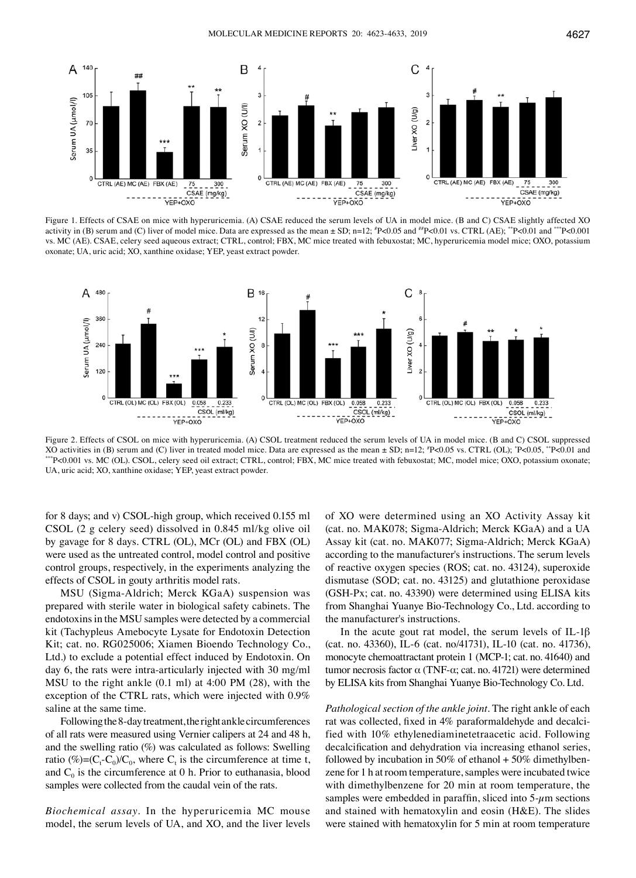Figure 1. Effects of CSAE on mice with hyperuricemia. (A) CSAE reduced the serum levels of UA in model mice. (B and C) CSAE slightly affected XO activity in (B) serum and (C) liver of model mice. Data are expressed as the mean ± SD; n=12; #P<0.05 and ##P<0.01 vs. CTRL (AE); **P<0.01 and ***P<0.001 vs. MC (AE). CSAE, celery seed aqueous extract; CTRL, control; FBX, MC mice treated with febuxostat; MC, hyperuricemia model mice; OXO, potassium oxonate; UA, uric acid; XO, xanthine oxidase; YEP, yeast extract powder.

Figure 2. Effects of CSOL on mice with hyperuricemia. (A) CSOL treatment reduced the serum levels of UA in model mice. (B and C) CSOL suppressed XO activities in (B) serum and (C) liver in treated model mice. Data are expressed as the mean ± SD; n=12; #P<0.05 vs. CTRL (OL); *P<0.05, **P<0.01 and ***P<0.001 vs. MC (OL). CSOL, celery seed oil extract; CTRL, control; FBX, MC mice treated with febuxostat; MC, model mice; OXO, potassium oxonate; UA, uric acid; XO, xanthine oxidase; YEP, yeast extract powder.

for 8 days; and v) CSOL-high group, which received 0.155 ml CSOL (2 g celery seed) dissolved in 0.845 ml/kg olive oil by gavage for 8 days. CTRL (OL), MCr (OL) and FBX (OL) were used as the untreated control, model control and positive control groups, respectively, in the experiments analyzing the effects of CSOL in gouty arthritis model rats.

MSU (Sigma-Aldrich; Merck KGaA) suspension was prepared with sterile water in biological safety cabinets. The endotoxins in the MSU samples were detected by a commercial kit (Tachypleus Amebocyte Lysate for Endotoxin Detection Kit; cat. no. RG025006; Xiamen Bioendo Technology Co., Ltd.) to exclude a potential effect induced by Endotoxin. On day 6, the rats were intra-articularly injected with 30 mg/ml MSU to the right ankle (0.1 ml) at 4:00 PM (28), with the exception of the CTRL rats, which were injected with 0.9% saline at the same time.

Following the 8-day treatment, the right ankle circumferences of all rats were measured using Vernier calipers at 24 and 48 h, and the swelling ratio (%) was calculated as follows: Swelling ratio (%)=$(C_t-C_0)/C_0$, where $C_t$ is the circumference at time t, and $C_0$ is the circumference at 0 h. Prior to euthanasia, blood samples were collected from the caudal vein of the rats.

*Biochemical assay*. In the hyperuricemia MC mouse model, the serum levels of UA, and XO, and the liver levels of XO were determined using an XO Activity Assay kit (cat. no. MAK078; Sigma-Aldrich; Merck KGaA) and a UA Assay kit (cat. no. MAK077; Sigma-Aldrich; Merck KGaA) according to the manufacturer's instructions. The serum levels of reactive oxygen species (ROS; cat. no. 43124), superoxide dismutase (SOD; cat. no. 43125) and glutathione peroxidase (GSH-Px; cat. no. 43390) were determined using ELISA kits from Shanghai Yuanye Bio-Technology Co., Ltd. according to the manufacturer's instructions.

In the acute gout rat model, the serum levels of IL-1β (cat. no. 43360), IL-6 (cat. no/41731), IL-10 (cat. no. 41736), monocyte chemoattractant protein 1 (MCP-1; cat. no. 41640) and tumor necrosis factor α (TNF-α; cat. no. 41721) were determined by ELISA kits from Shanghai Yuanye Bio-Technology Co. Ltd.

*Pathological section of the ankle joint*. The right ankle of each rat was collected, fixed in 4% paraformaldehyde and decalcified with 10% ethylenediaminetetraacetic acid. Following decalcification and dehydration via increasing ethanol series, followed by incubation in 50% of ethanol + 50% dimethylbenzene for 1 h at room temperature, samples were incubated twice with dimethylbenzene for 20 min at room temperature, the samples were embedded in paraffin, sliced into 5-$\mu$m sections and stained with hematoxylin and eosin (H&E). The slides were stained with hematoxylin for 5 min at room temperature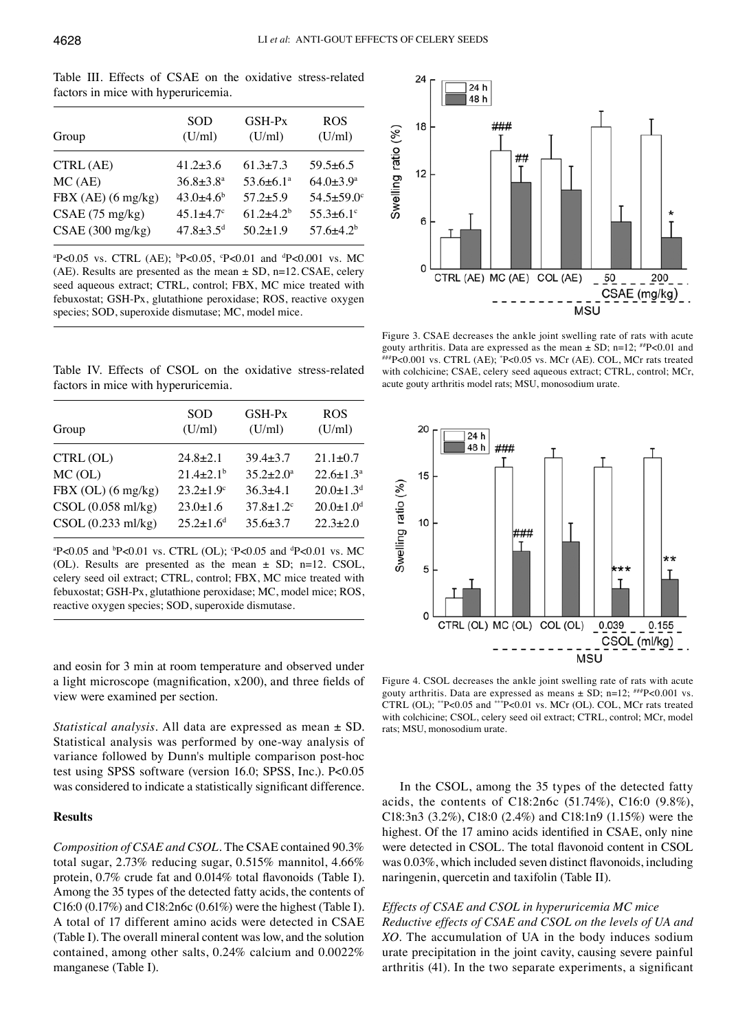Table III. Effects of CSAE on the oxidative stress-related factors in mice with hyperuricemia.

| Group | SOD (U/ml) | GSH-Px (U/ml) | ROS (U/ml) |
|---|---|---|---|
| CTRL (AE) | 41.2±3.6 | 61.3±7.3 | 59.5±6.5 |
| MC (AE) | 36.8±3.8[a] | 53.6±6.1[a] | 64.0±3.9[a] |
| FBX (AE) (6 mg/kg) | 43.0±4.6[b] | 57.2±5.9 | 54.5±59.0[c] |
| CSAE (75 mg/kg) | 45.1±4.7[c] | 61.2±4.2[b] | 55.3±6.1[c] |
| CSAE (300 mg/kg) | 47.8±3.5[d] | 50.2±1.9 | 57.6±4.2[b] |

[a]P<0.05 vs. CTRL (AE); [b]P<0.05, [c]P<0.01 and [d]P<0.001 vs. MC (AE). Results are presented as the mean ± SD, n=12. CSAE, celery seed aqueous extract; CTRL, control; FBX, MC mice treated with febuxostat; GSH-Px, glutathione peroxidase; ROS, reactive oxygen species; SOD, superoxide dismutase; MC, model mice.

Table IV. Effects of CSOL on the oxidative stress-related factors in mice with hyperuricemia.

| Group | SOD (U/ml) | GSH-Px (U/ml) | ROS (U/ml) |
|---|---|---|---|
| CTRL (OL) | 24.8±2.1 | 39.4±3.7 | 21.1±0.7 |
| MC (OL) | 21.4±2.1[b] | 35.2±2.0[a] | 22.6±1.3[a] |
| FBX (OL) (6 mg/kg) | 23.2±1.9[c] | 36.3±4.1 | 20.0±1.3[d] |
| CSOL (0.058 ml/kg) | 23.0±1.6 | 37.8±1.2[c] | 20.0±1.0[d] |
| CSOL (0.233 ml/kg) | 25.2±1.6[d] | 35.6±3.7 | 22.3±2.0 |

[a]P<0.05 and [b]P<0.01 vs. CTRL (OL); [c]P<0.05 and [d]P<0.01 vs. MC (OL). Results are presented as the mean ± SD; n=12. CSOL, celery seed oil extract; CTRL, control; FBX, MC mice treated with febuxostat; GSH-Px, glutathione peroxidase; MC, model mice; ROS, reactive oxygen species; SOD, superoxide dismutase.

and eosin for 3 min at room temperature and observed under a light microscope (magnification, x200), and three fields of view were examined per section.

*Statistical analysis.* All data are expressed as mean ± SD. Statistical analysis was performed by one-way analysis of variance followed by Dunn's multiple comparison post-hoc test using SPSS software (version 16.0; SPSS, Inc.). P<0.05 was considered to indicate a statistically significant difference.

## Results

*Composition of CSAE and CSOL.* The CSAE contained 90.3% total sugar, 2.73% reducing sugar, 0.515% mannitol, 4.66% protein, 0.7% crude fat and 0.014% total flavonoids (Table I). Among the 35 types of the detected fatty acids, the contents of C16:0 (0.17%) and C18:2n6c (0.61%) were the highest (Table I). A total of 17 different amino acids were detected in CSAE (Table I). The overall mineral content was low, and the solution contained, among other salts, 0.24% calcium and 0.0022% manganese (Table I).

Figure 3. CSAE decreases the ankle joint swelling rate of rats with acute gouty arthritis. Data are expressed as the mean ± SD; n=12; [##]P<0.01 and [###]P<0.001 vs. CTRL (AE); [*]P<0.05 vs. MCr (AE). COL, MCr rats treated with colchicine; CSAE, celery seed aqueous extract; CTRL, control; MCr, acute gouty arthritis model rats; MSU, monosodium urate.

Figure 4. CSOL decreases the ankle joint swelling rate of rats with acute gouty arthritis. Data are expressed as means ± SD; n=12; [###]P<0.001 vs. CTRL (OL); [**]P<0.05 and [***]P<0.01 vs. MCr (OL). COL, MCr rats treated with colchicine; CSOL, celery seed oil extract; CTRL, control; MCr, model rats; MSU, monosodium urate.

In the CSOL, among the 35 types of the detected fatty acids, the contents of C18:2n6c (51.74%), C16:0 (9.8%), C18:3n3 (3.2%), C18:0 (2.4%) and C18:1n9 (1.15%) were the highest. Of the 17 amino acids identified in CSAE, only nine were detected in CSOL. The total flavonoid content in CSOL was 0.03%, which included seven distinct flavonoids, including naringenin, quercetin and taxifolin (Table II).

*Effects of CSAE and CSOL in hyperuricemia MC mice*

*Reductive effects of CSAE and CSOL on the levels of UA and XO.* The accumulation of UA in the body induces sodium urate precipitation in the joint cavity, causing severe painful arthritis (41). In the two separate experiments, a significant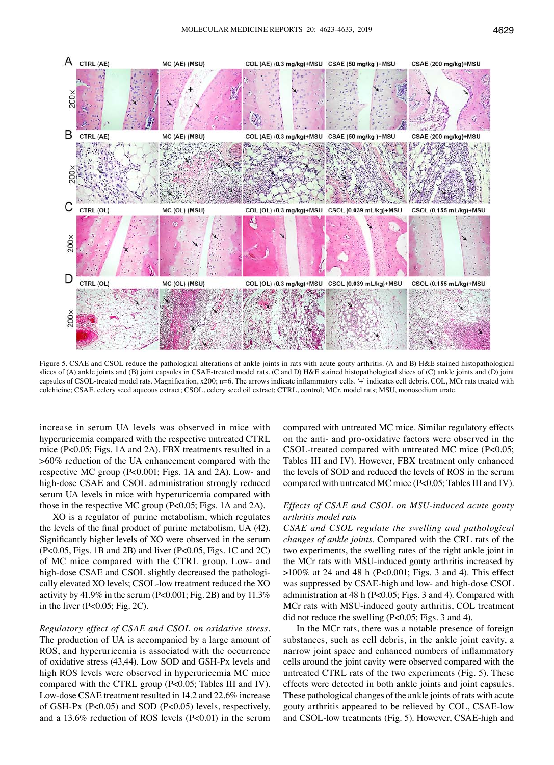Figure 5. CSAE and CSOL reduce the pathological alterations of ankle joints in rats with acute gouty arthritis. (A and B) H&E stained histopathological slices of (A) ankle joints and (B) joint capsules in CSAE-treated model rats. (C and D) H&E stained histopathological slices of (C) ankle joints and (D) joint capsules of CSOL-treated model rats. Magnification, x200; n=6. The arrows indicate inflammatory cells. '+' indicates cell debris. COL, MCr rats treated with colchicine; CSAE, celery seed aqueous extract; CSOL, celery seed oil extract; CTRL, control; MCr, model rats; MSU, monosodium urate.

increase in serum UA levels was observed in mice with hyperuricemia compared with the respective untreated CTRL mice (P<0.05; Figs. 1A and 2A). FBX treatments resulted in a >60% reduction of the UA enhancement compared with the respective MC group (P<0.001; Figs. 1A and 2A). Low- and high-dose CSAE and CSOL administration strongly reduced serum UA levels in mice with hyperuricemia compared with those in the respective MC group (P<0.05; Figs. 1A and 2A).

XO is a regulator of purine metabolism, which regulates the levels of the final product of purine metabolism, UA (42). Significantly higher levels of XO were observed in the serum (P<0.05, Figs. 1B and 2B) and liver (P<0.05, Figs. 1C and 2C) of MC mice compared with the CTRL group. Low- and high-dose CSAE and CSOL slightly decreased the pathologically elevated XO levels; CSOL-low treatment reduced the XO activity by 41.9% in the serum (P<0.001; Fig. 2B) and by 11.3% in the liver (P<0.05; Fig. 2C).

*Regulatory effect of CSAE and CSOL on oxidative stress.* The production of UA is accompanied by a large amount of ROS, and hyperuricemia is associated with the occurrence of oxidative stress (43,44). Low SOD and GSH-Px levels and high ROS levels were observed in hyperuricemia MC mice compared with the CTRL group (P<0.05; Tables III and IV). Low-dose CSAE treatment resulted in 14.2 and 22.6% increase of GSH-Px (P<0.05) and SOD (P<0.05) levels, respectively, and a 13.6% reduction of ROS levels (P<0.01) in the serum compared with untreated MC mice. Similar regulatory effects on the anti- and pro-oxidative factors were observed in the CSOL-treated compared with untreated MC mice (P<0.05; Tables III and IV). However, FBX treatment only enhanced the levels of SOD and reduced the levels of ROS in the serum compared with untreated MC mice (P<0.05; Tables III and IV).

### *Effects of CSAE and CSOL on MSU-induced acute gouty arthritis model rats*

*CSAE and CSOL regulate the swelling and pathological changes of ankle joints.* Compared with the CRL rats of the two experiments, the swelling rates of the right ankle joint in the MCr rats with MSU-induced gouty arthritis increased by >100% at 24 and 48 h (P<0.001; Figs. 3 and 4). This effect was suppressed by CSAE-high and low- and high-dose CSOL administration at 48 h (P<0.05; Figs. 3 and 4). Compared with MCr rats with MSU-induced gouty arthritis, COL treatment did not reduce the swelling (P<0.05; Figs. 3 and 4).

In the MCr rats, there was a notable presence of foreign substances, such as cell debris, in the ankle joint cavity, a narrow joint space and enhanced numbers of inflammatory cells around the joint cavity were observed compared with the untreated CTRL rats of the two experiments (Fig. 5). These effects were detected in both ankle joints and joint capsules. These pathological changes of the ankle joints of rats with acute gouty arthritis appeared to be relieved by COL, CSAE-low and CSOL-low treatments (Fig. 5). However, CSAE-high and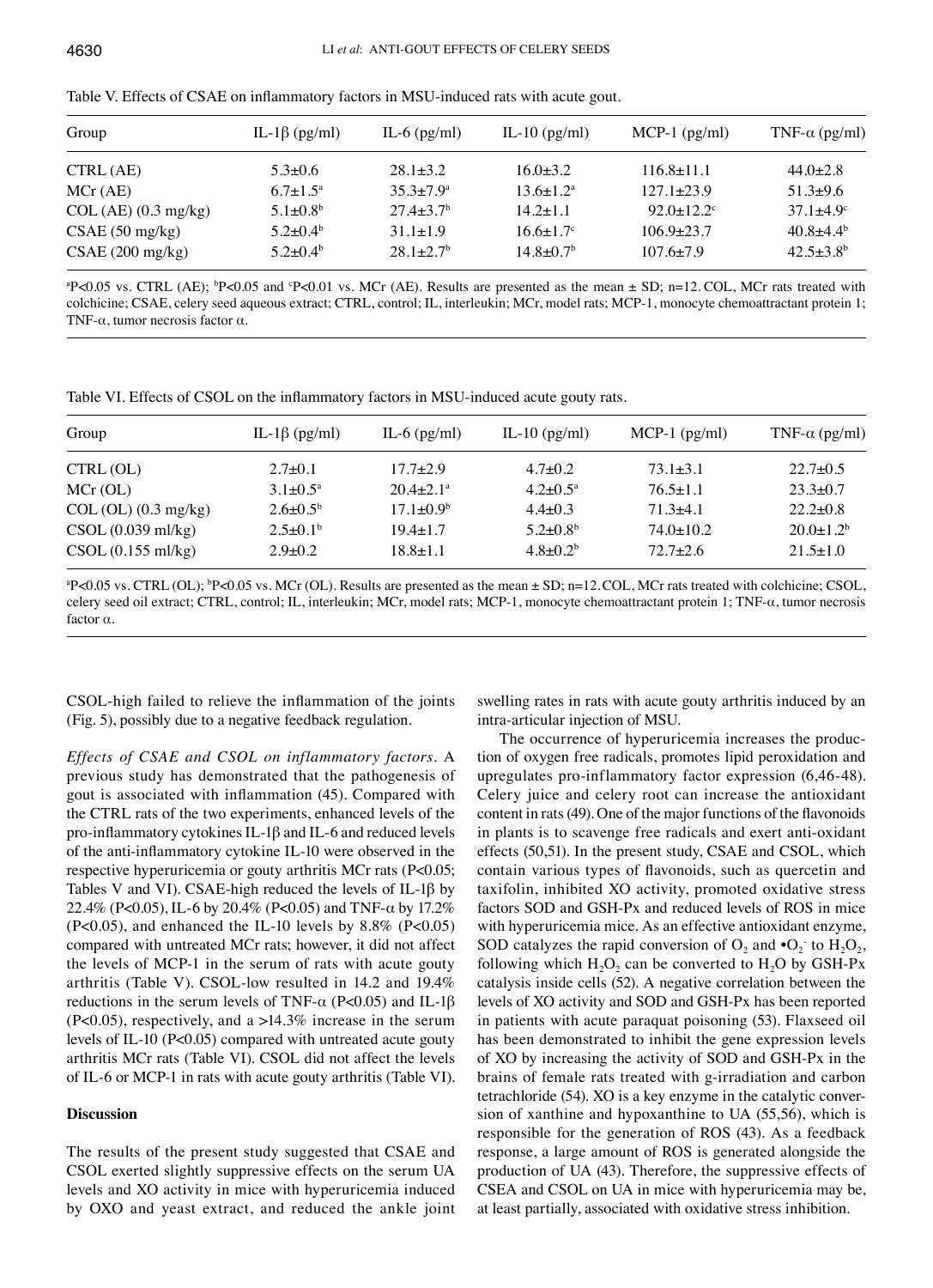Table V. Effects of CSAE on inflammatory factors in MSU-induced rats with acute gout.

| Group | IL-1β (pg/ml) | IL-6 (pg/ml) | IL-10 (pg/ml) | MCP-1 (pg/ml) | TNF-α (pg/ml) |
|---|---|---|---|---|---|
| CTRL (AE) | 5.3±0.6 | 28.1±3.2 | 16.0±3.2 | 116.8±11.1 | 44.0±2.8 |
| MCr (AE) | 6.7±1.5[a] | 35.3±7.9[a] | 13.6±1.2[a] | 127.1±23.9 | 51.3±9.6 |
| COL (AE) (0.3 mg/kg) | 5.1±0.8[b] | 27.4±3.7[b] | 14.2±1.1 | 92.0±12.2[c] | 37.1±4.9[c] |
| CSAE (50 mg/kg) | 5.2±0.4[b] | 31.1±1.9 | 16.6±1.7[c] | 106.9±23.7 | 40.8±4.4[b] |
| CSAE (200 mg/kg) | 5.2±0.4[b] | 28.1±2.7[b] | 14.8±0.7[b] | 107.6±7.9 | 42.5±3.8[b] |

[a]P<0.05 vs. CTRL (AE); [b]P<0.05 and [c]P<0.01 vs. MCr (AE). Results are presented as the mean ± SD; n=12. COL, MCr rats treated with colchicine; CSAE, celery seed aqueous extract; CTRL, control; IL, interleukin; MCr, model rats; MCP-1, monocyte chemoattractant protein 1; TNF-α, tumor necrosis factor α.

Table VI. Effects of CSOL on the inflammatory factors in MSU-induced acute gouty rats.

| Group | IL-1β (pg/ml) | IL-6 (pg/ml) | IL-10 (pg/ml) | MCP-1 (pg/ml) | TNF-α (pg/ml) |
|---|---|---|---|---|---|
| CTRL (OL) | 2.7±0.1 | 17.7±2.9 | 4.7±0.2 | 73.1±3.1 | 22.7±0.5 |
| MCr (OL) | 3.1±0.5[a] | 20.4±2.1[a] | 4.2±0.5[a] | 76.5±1.1 | 23.3±0.7 |
| COL (OL) (0.3 mg/kg) | 2.6±0.5[b] | 17.1±0.9[b] | 4.4±0.3 | 71.3±4.1 | 22.2±0.8 |
| CSOL (0.039 ml/kg) | 2.5±0.1[b] | 19.4±1.7 | 5.2±0.8[b] | 74.0±10.2 | 20.0±1.2[b] |
| CSOL (0.155 ml/kg) | 2.9±0.2 | 18.8±1.1 | 4.8±0.2[b] | 72.7±2.6 | 21.5±1.0 |

[a]P<0.05 vs. CTRL (OL); [b]P<0.05 vs. MCr (OL). Results are presented as the mean ± SD; n=12. COL, MCr rats treated with colchicine; CSOL, celery seed oil extract; CTRL, control; IL, interleukin; MCr, model rats; MCP-1, monocyte chemoattractant protein 1; TNF-α, tumor necrosis factor α.

CSOL-high failed to relieve the inflammation of the joints (Fig. 5), possibly due to a negative feedback regulation.

*Effects of CSAE and CSOL on inflammatory factors.* A previous study has demonstrated that the pathogenesis of gout is associated with inflammation (45). Compared with the CTRL rats of the two experiments, enhanced levels of the pro-inflammatory cytokines IL-1β and IL-6 and reduced levels of the anti-inflammatory cytokine IL-10 were observed in the respective hyperuricemia or gouty arthritis MCr rats ($P<0.05$; Tables V and VI). CSAE-high reduced the levels of IL-1β by 22.4% ($P<0.05$), IL-6 by 20.4% ($P<0.05$) and TNF-α by 17.2% ($P<0.05$), and enhanced the IL-10 levels by 8.8% ($P<0.05$) compared with untreated MCr rats; however, it did not affect the levels of MCP-1 in the serum of rats with acute gouty arthritis (Table V). CSOL-low resulted in 14.2 and 19.4% reductions in the serum levels of TNF-α ($P<0.05$) and IL-1β ($P<0.05$), respectively, and a >14.3% increase in the serum levels of IL-10 ($P<0.05$) compared with untreated acute gouty arthritis MCr rats (Table VI). CSOL did not affect the levels of IL-6 or MCP-1 in rats with acute gouty arthritis (Table VI).

## Discussion

The results of the present study suggested that CSAE and CSOL exerted slightly suppressive effects on the serum UA levels and XO activity in mice with hyperuricemia induced by OXO and yeast extract, and reduced the ankle joint swelling rates in rats with acute gouty arthritis induced by an intra-articular injection of MSU.

The occurrence of hyperuricemia increases the production of oxygen free radicals, promotes lipid peroxidation and upregulates pro-inflammatory factor expression (6,46-48). Celery juice and celery root can increase the antioxidant content in rats (49). One of the major functions of the flavonoids in plants is to scavenge free radicals and exert anti-oxidant effects (50,51). In the present study, CSAE and CSOL, which contain various types of flavonoids, such as quercetin and taxifolin, inhibited XO activity, promoted oxidative stress factors SOD and GSH-Px and reduced levels of ROS in mice with hyperuricemia mice. As an effective antioxidant enzyme, SOD catalyzes the rapid conversion of $O_2$ and $\bullet O_2^-$ to $H_2O_2$, following which $H_2O_2$ can be converted to $H_2O$ by GSH-Px catalysis inside cells (52). A negative correlation between the levels of XO activity and SOD and GSH-Px has been reported in patients with acute paraquat poisoning (53). Flaxseed oil has been demonstrated to inhibit the gene expression levels of XO by increasing the activity of SOD and GSH-Px in the brains of female rats treated with g-irradiation and carbon tetrachloride (54). XO is a key enzyme in the catalytic conversion of xanthine and hypoxanthine to UA (55,56), which is responsible for the generation of ROS (43). As a feedback response, a large amount of ROS is generated alongside the production of UA (43). Therefore, the suppressive effects of CSEA and CSOL on UA in mice with hyperuricemia may be, at least partially, associated with oxidative stress inhibition.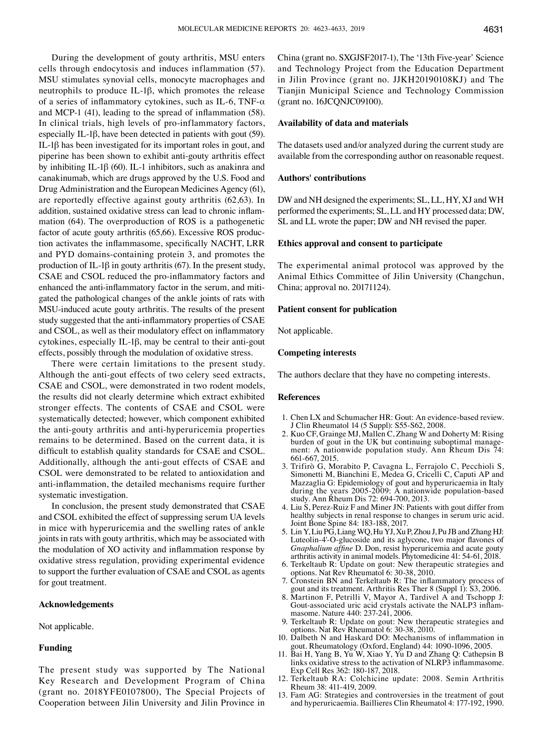During the development of gouty arthritis, MSU enters cells through endocytosis and induces inflammation (57). MSU stimulates synovial cells, monocyte macrophages and neutrophils to produce IL-1β, which promotes the release of a series of inflammatory cytokines, such as IL-6, TNF-α and MCP-1 (41), leading to the spread of inflammation (58). In clinical trials, high levels of pro-inflammatory factors, especially IL-1β, have been detected in patients with gout (59). IL-1β has been investigated for its important roles in gout, and piperine has been shown to exhibit anti-gouty arthritis effect by inhibiting IL-1β (60). IL-1 inhibitors, such as anakinra and canakinumab, which are drugs approved by the U.S. Food and Drug Administration and the European Medicines Agency (61), are reportedly effective against gouty arthritis (62,63). In addition, sustained oxidative stress can lead to chronic inflammation (64). The overproduction of ROS is a pathogenetic factor of acute gouty arthritis (65,66). Excessive ROS production activates the inflammasome, specifically NACHT, LRR and PYD domains-containing protein 3, and promotes the production of IL-1β in gouty arthritis (67). In the present study, CSAE and CSOL reduced the pro-inflammatory factors and enhanced the anti-inflammatory factor in the serum, and mitigated the pathological changes of the ankle joints of rats with MSU-induced acute gouty arthritis. The results of the present study suggested that the anti-inflammatory properties of CSAE and CSOL, as well as their modulatory effect on inflammatory cytokines, especially IL-1β, may be central to their anti-gout effects, possibly through the modulation of oxidative stress.

There were certain limitations to the present study. Although the anti-gout effects of two celery seed extracts, CSAE and CSOL, were demonstrated in two rodent models, the results did not clearly determine which extract exhibited stronger effects. The contents of CSAE and CSOL were systematically detected; however, which component exhibited the anti-gouty arthritis and anti-hyperuricemia properties remains to be determined. Based on the current data, it is difficult to establish quality standards for CSAE and CSOL. Additionally, although the anti-gout effects of CSAE and CSOL were demonstrated to be related to antioxidation and anti-inflammation, the detailed mechanisms require further systematic investigation.

In conclusion, the present study demonstrated that CSAE and CSOL exhibited the effect of suppressing serum UA levels in mice with hyperuricemia and the swelling rates of ankle joints in rats with gouty arthritis, which may be associated with the modulation of XO activity and inflammation response by oxidative stress regulation, providing experimental evidence to support the further evaluation of CSAE and CSOL as agents for gout treatment.

## Acknowledgements

Not applicable.

## Funding

The present study was supported by The National Key Research and Development Program of China (grant no. 2018YFE0107800), The Special Projects of Cooperation between Jilin University and Jilin Province in China (grant no. SXGJSF2017-1), The '13th Five-year' Science and Technology Project from the Education Department in Jilin Province (grant no. JJKH20190108KJ) and The Tianjin Municipal Science and Technology Commission (grant no. 16JCQNJC09100).

## Availability of data and materials

The datasets used and/or analyzed during the current study are available from the corresponding author on reasonable request.

## Authors' contributions

DW and NH designed the experiments; SL, LL, HY, XJ and WH performed the experiments; SL, LL and HY processed data; DW, SL and LL wrote the paper; DW and NH revised the paper.

## Ethics approval and consent to participate

The experimental animal protocol was approved by the Animal Ethics Committee of Jilin University (Changchun, China; approval no. 20171124).

## Patient consent for publication

Not applicable.

## Competing interests

The authors declare that they have no competing interests.

## References

1. Chen LX and Schumacher HR: Gout: An evidence-based review. J Clin Rheumatol 14 (5 Suppl): S55-S62, 2008.
2. Kuo CF, Grainge MJ, Mallen C, Zhang W and Doherty M: Rising burden of gout in the UK but continuing suboptimal management: A nationwide population study. Ann Rheum Dis 74: 661-667, 2015.
3. Trifirò G, Morabito P, Cavagna L, Ferrajolo C, Pecchioli S, Simonetti M, Bianchini E, Medea G, Cricelli C, Caputi AP and Mazzaglia G: Epidemiology of gout and hyperuricaemia in Italy during the years 2005-2009: A nationwide population-based study. Ann Rheum Dis 72: 694-700, 2013.
4. Liu S, Perez-Ruiz F and Miner JN: Patients with gout differ from healthy subjects in renal response to changes in serum uric acid. Joint Bone Spine 84: 183-188, 2017.
5. Lin Y, Liu PG, Liang WQ, Hu YJ, Xu P, Zhou J, Pu JB and Zhang HJ: Luteolin-4'-O-glucoside and its aglycone, two major flavones of *Gnaphalium affine* D. Don, resist hyperuricemia and acute gouty arthritis activity in animal models. Phytomedicine 41: 54-61, 2018.
6. Terkeltaub R: Update on gout: New therapeutic strategies and options. Nat Rev Rheumatol 6: 30-38, 2010.
7. Cronstein BN and Terkeltaub R: The inflammatory process of gout and its treatment. Arthritis Res Ther 8 (Suppl 1): S3, 2006.
8. Martinon F, Petrilli V, Mayor A, Tardivel A and Tschopp J: Gout-associated uric acid crystals activate the NALP3 inflammasome. Nature 440: 237-241, 2006.
9. Terkeltaub R: Update on gout: New therapeutic strategies and options. Nat Rev Rheumatol 6: 30-38, 2010.
10. Dalbeth N and Haskard DO: Mechanisms of inflammation in gout. Rheumatology (Oxford, England) 44: 1090-1096, 2005.
11. Bai H, Yang B, Yu W, Xiao Y, Yu D and Zhang Q: Cathepsin B links oxidative stress to the activation of NLRP3 inflammasome. Exp Cell Res 362: 180-187, 2018.
12. Terkeltaub RA: Colchicine update: 2008. Semin Arthritis Rheum 38: 411-419, 2009.
13. Fam AG: Strategies and controversies in the treatment of gout and hyperuricaemia. Baillieres Clin Rheumatol 4: 177-192, 1990.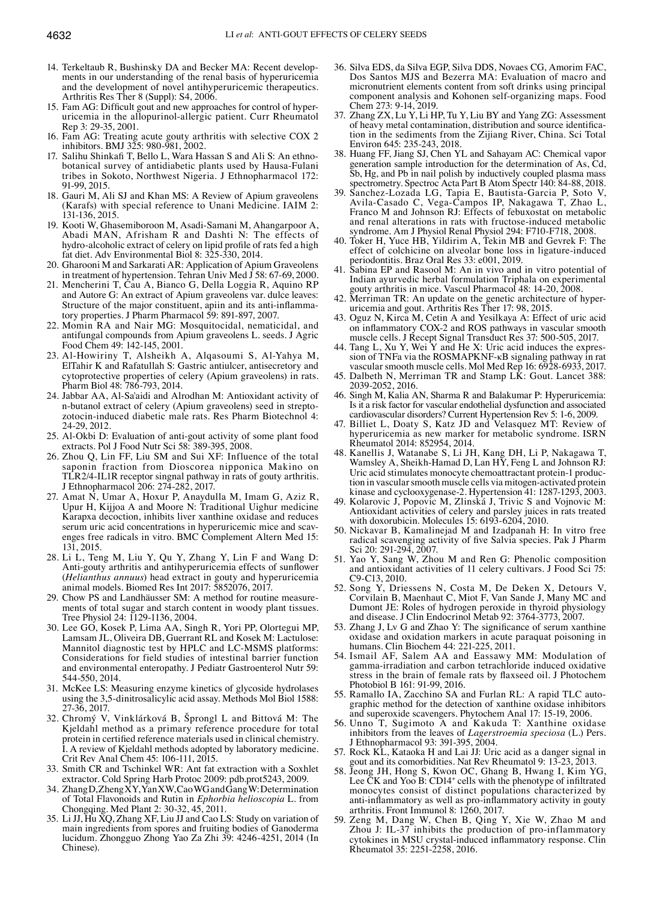14. Terkeltaub R, Bushinsky DA and Becker MA: Recent developments in our understanding of the renal basis of hyperuricemia and the development of novel antihyperuricemic therapeutics. Arthritis Res Ther 8 (Suppl): S4, 2006.
15. Fam AG: Difficult gout and new approaches for control of hyperuricemia in the allopurinol-allergic patient. Curr Rheumatol Rep 3: 29-35, 2001.
16. Fam AG: Treating acute gouty arthritis with selective COX 2 inhibitors. BMJ 325: 980-981, 2002.
17. Salihu Shinkafi T, Bello L, Wara Hassan S and Ali S: An ethnobotanical survey of antidiabetic plants used by Hausa-Fulani tribes in Sokoto, Northwest Nigeria. J Ethnopharmacol 172: 91-99, 2015.
18. Gauri M, Ali SJ and Khan MS: A Review of Apium graveolens (Karafs) with special reference to Unani Medicine. IAIM 2: 131-136, 2015.
19. Kooti W, Ghasemiboroon M, Asadi-Samani M, Ahangarpoor A, Abadi MAN, Afrisham R and Dashti N: The effects of hydro-alcoholic extract of celery on lipid profile of rats fed a high fat diet. Adv Environmental Biol 8: 325-330, 2014.
20. Gharooni M and Sarkarati AR: Application of Apium Graveolens in treatment of hypertension. Tehran Univ Med J 58: 67-69, 2000.
21. Mencherini T, Cau A, Bianco G, Della Loggia R, Aquino RP and Autore G: An extract of Apium graveolens var. dulce leaves: Structure of the major constituent, apiin and its anti-inflammatory properties. J Pharm Pharmacol 59: 891-897, 2007.
22. Momin RA and Nair MG: Mosquitocidal, nematicidal, and antifungal compounds from Apium graveolens L. seeds. J Agric Food Chem 49: 142-145, 2001.
23. Al-Howiriny T, Alsheikh A, Alqasoumi S, Al-Yahya M, ElTahir K and Rafatullah S: Gastric antiulcer, antisecretory and cytoprotective properties of celery (Apium graveolens) in rats. Pharm Biol 48: 786-793, 2014.
24. Jabbar AA, Al-Sa'aidi and Alrodhan M: Antioxidant activity of n-butanol extract of celery (Apium graveolens) seed in streptozotocin-induced diabetic male rats. Res Pharm Biotechnol 4: 24-29, 2012.
25. Al-Okbi D: Evaluation of anti-gout activity of some plant food extracts. Pol J Food Nutr Sci 58: 389-395, 2008.
26. Zhou Q, Lin FF, Liu SM and Sui XF: Influence of the total saponin fraction from Dioscorea nipponica Makino on TLR2/4-IL1R receptor singnal pathway in rats of gouty arthritis. J Ethnopharmacol 206: 274-282, 2017.
27. Amat N, Umar A, Hoxur P, Anaydulla M, Imam G, Aziz R, Upur H, Kijjoa A and Moore N: Traditional Uighur medicine Karapxa decoction, inhibits liver xanthine oxidase and reduces serum uric acid concentrations in hyperuricemic mice and scavenges free radicals in vitro. BMC Complement Altern Med 15: 131, 2015.
28. Li L, Teng M, Liu Y, Qu Y, Zhang Y, Lin F and Wang D: Anti-gouty arthritis and antihyperuricemia effects of sunflower (*Helianthus annuus*) head extract in gouty and hyperuricemia animal models. Biomed Res Int 2017: 5852076, 2017.
29. Chow PS and Landhäusser SM: A method for routine measurements of total sugar and starch content in woody plant tissues. Tree Physiol 24: 1129-1136, 2004.
30. Lee GO, Kosek P, Lima AA, Singh R, Yori PP, Olortegui MP, Lamsam JL, Oliveira DB, Guerrant RL and Kosek M: Lactulose: Mannitol diagnostic test by HPLC and LC-MSMS platforms: Considerations for field studies of intestinal barrier function and environmental enteropathy. J Pediatr Gastroenterol Nutr 59: 544-550, 2014.
31. McKee LS: Measuring enzyme kinetics of glycoside hydrolases using the 3,5-dinitrosalicylic acid assay. Methods Mol Biol 1588: 27-36, 2017.
32. Chromý V, Vinklárková B, Šprongl L and Bittová M: The Kjeldahl method as a primary reference procedure for total protein in certified reference materials used in clinical chemistry. I. A review of Kjeldahl methods adopted by laboratory medicine. Crit Rev Anal Chem 45: 106-111, 2015.
33. Smith CR and Tschinkel WR: Ant fat extraction with a Soxhlet extractor. Cold Spring Harb Protoc 2009: pdb.prot5243, 2009.
34. Zhang D, Zheng XY, Yan XW, Cao WG and Gang W: Determination of Total Flavonoids and Rutin in *Ephorbia helioscopia* L. from Chongqing. Med Plant 2: 30-32, 45, 2011.
35. Li JJ, Hu XQ, Zhang XF, Liu JJ and Cao LS: Study on variation of main ingredients from spores and fruiting bodies of Ganoderma lucidum. Zhongguo Zhong Yao Za Zhi 39: 4246-4251, 2014 (In Chinese).
36. Silva EDS, da Silva EGP, Silva DDS, Novaes CG, Amorim FAC, Dos Santos MJS and Bezerra MA: Evaluation of macro and micronutrient elements content from soft drinks using principal component analysis and Kohonen self-organizing maps. Food Chem 273: 9-14, 2019.
37. Zhang ZX, Lu Y, Li HP, Tu Y, Liu BY and Yang ZG: Assessment of heavy metal contamination, distribution and source identification in the sediments from the Zijiang River, China. Sci Total Environ 645: 235-243, 2018.
38. Huang FF, Jiang SJ, Chen YL and Sahayam AC: Chemical vapor generation sample introduction for the determination of As, Cd, Sb, Hg, and Pb in nail polish by inductively coupled plasma mass spectrometry. Spectroc Acta Part B Atom Spectr 140: 84-88, 2018.
39. Sanchez-Lozada LG, Tapia E, Bautista-Garcia P, Soto V, Avila-Casado C, Vega-Campos IP, Nakagawa T, Zhao L, Franco M and Johnson RJ: Effects of febuxostat on metabolic and renal alterations in rats with fructose-induced metabolic syndrome. Am J Physiol Renal Physiol 294: F710-F718, 2008.
40. Toker H, Yuce HB, Yildirim A, Tekin MB and Gevrek F: The effect of colchicine on alveolar bone loss in ligature-induced periodontitis. Braz Oral Res 33: e001, 2019.
41. Sabina EP and Rasool M: An in vivo and in vitro potential of Indian ayurvedic herbal formulation Triphala on experimental gouty arthritis in mice. Vascul Pharmacol 48: 14-20, 2008.
42. Merriman TR: An update on the genetic architecture of hyperuricemia and gout. Arthritis Res Ther 17: 98, 2015.
43. Oguz N, Kirca M, Cetin A and Yesilkaya A: Effect of uric acid on inflammatory COX-2 and ROS pathways in vascular smooth muscle cells. J Recept Signal Transduct Res 37: 500-505, 2017.
44. Tang L, Xu Y, Wei Y and He X: Uric acid induces the expression of TNFa via the ROSMAPKNF-κB signaling pathway in rat vascular smooth muscle cells. Mol Med Rep 16: 6928-6933, 2017.
45. Dalbeth N, Merriman TR and Stamp LK: Gout. Lancet 388: 2039-2052, 2016.
46. Singh M, Kalia AN, Sharma R and Balakumar P: Hyperuricemia: Is it a risk factor for vascular endothelial dysfunction and associated cardiovascular disorders? Current Hypertension Rev 5: 1-6, 2009.
47. Billiet L, Doaty S, Katz JD and Velasquez MT: Review of hyperuricemia as new marker for metabolic syndrome. ISRN Rheumatol 2014: 852954, 2014.
48. Kanellis J, Watanabe S, Li JH, Kang DH, Li P, Nakagawa T, Wamsley A, Sheikh-Hamad D, Lan HY, Feng L and Johnson RJ: Uric acid stimulates monocyte chemoattractant protein-1 production in vascular smooth muscle cells via mitogen-activated protein kinase and cyclooxygenase-2. Hypertension 41: 1287-1293, 2003.
49. Kolarovic J, Popovic M, Zlinská J, Trivic S and Vojnovic M: Antioxidant activities of celery and parsley juices in rats treated with doxorubicin. Molecules 15: 6193-6204, 2010.
50. Nickavar B, Kamalinejad M and Izadpanah H: In vitro free radical scavenging activity of five Salvia species. Pak J Pharm Sci 20: 291-294, 2007.
51. Yao Y, Sang W, Zhou M and Ren G: Phenolic composition and antioxidant activities of 11 celery cultivars. J Food Sci 75: C9-C13, 2010.
52. Song Y, Driessens N, Costa M, De Deken X, Detours V, Corvilain B, Maenhaut C, Miot F, Van Sande J, Many MC and Dumont JE: Roles of hydrogen peroxide in thyroid physiology and disease. J Clin Endocrinol Metab 92: 3764-3773, 2007.
53. Zhang J, Lv G and Zhao Y: The significance of serum xanthine oxidase and oxidation markers in acute paraquat poisoning in humans. Clin Biochem 44: 221-225, 2011.
54. Ismail AF, Salem AA and Eassawy MM: Modulation of gamma-irradiation and carbon tetrachloride induced oxidative stress in the brain of female rats by flaxseed oil. J Photochem Photobiol B 161: 91-99, 2016.
55. Ramallo IA, Zacchino SA and Furlan RL: A rapid TLC autographic method for the detection of xanthine oxidase inhibitors and superoxide scavengers. Phytochem Anal 17: 15-19, 2006.
56. Unno T, Sugimoto A and Kakuda T: Xanthine oxidase inhibitors from the leaves of *Lagerstroemia speciosa* (L.) Pers. J Ethnopharmacol 93: 391-395, 2004.
57. Rock KL, Kataoka H and Lai JJ: Uric acid as a danger signal in gout and its comorbidities. Nat Rev Rheumatol 9: 13-23, 2013.
58. Jeong JH, Hong S, Kwon OC, Ghang B, Hwang I, Kim YG, Lee CK and Yoo B: $CD14^+$ cells with the phenotype of infiltrated monocytes consist of distinct populations characterized by anti-inflammatory as well as pro-inflammatory activity in gouty arthritis. Front Immunol 8: 1260, 2017.
59. Zeng M, Dang W, Chen B, Qing Y, Xie W, Zhao M and Zhou J: IL-37 inhibits the production of pro-inflammatory cytokines in MSU crystal-induced inflammatory response. Clin Rheumatol 35: 2251-2258, 2016.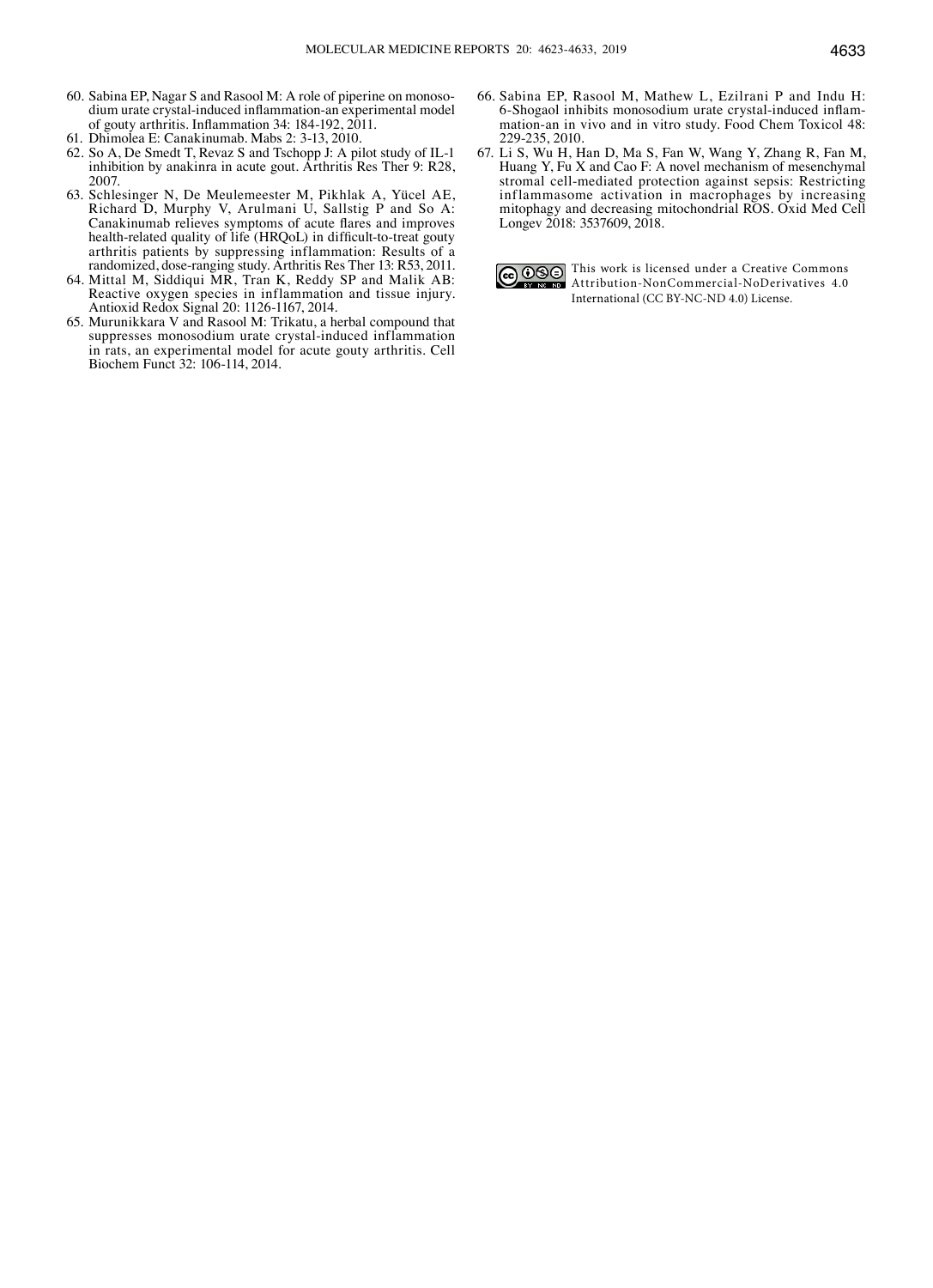60. Sabina EP, Nagar S and Rasool M: A role of piperine on monosodium urate crystal-induced inflammation-an experimental model of gouty arthritis. Inflammation 34: 184-192, 2011.
61. Dhimolea E: Canakinumab. Mabs 2: 3-13, 2010.
62. So A, De Smedt T, Revaz S and Tschopp J: A pilot study of IL-1 inhibition by anakinra in acute gout. Arthritis Res Ther 9: R28, 2007.
63. Schlesinger N, De Meulemeester M, Pikhlak A, Yücel AE, Richard D, Murphy V, Arulmani U, Sallstig P and So A: Canakinumab relieves symptoms of acute flares and improves health-related quality of life (HRQoL) in difficult-to-treat gouty arthritis patients by suppressing inflammation: Results of a randomized, dose-ranging study. Arthritis Res Ther 13: R53, 2011.
64. Mittal M, Siddiqui MR, Tran K, Reddy SP and Malik AB: Reactive oxygen species in inflammation and tissue injury. Antioxid Redox Signal 20: 1126-1167, 2014.
65. Murunikkara V and Rasool M: Trikatu, a herbal compound that suppresses monosodium urate crystal-induced inflammation in rats, an experimental model for acute gouty arthritis. Cell Biochem Funct 32: 106-114, 2014.
66. Sabina EP, Rasool M, Mathew L, Ezilrani P and Indu H: 6-Shogaol inhibits monosodium urate crystal-induced inflammation-an in vivo and in vitro study. Food Chem Toxicol 48: 229-235, 2010.
67. Li S, Wu H, Han D, Ma S, Fan W, Wang Y, Zhang R, Fan M, Huang Y, Fu X and Cao F: A novel mechanism of mesenchymal stromal cell-mediated protection against sepsis: Restricting inflammasome activation in macrophages by increasing mitophagy and decreasing mitochondrial ROS. Oxid Med Cell Longev 2018: 3537609, 2018.

This work is licensed under a Creative Commons Attribution-NonCommercial-NoDerivatives 4.0 International (CC BY-NC-ND 4.0) License.